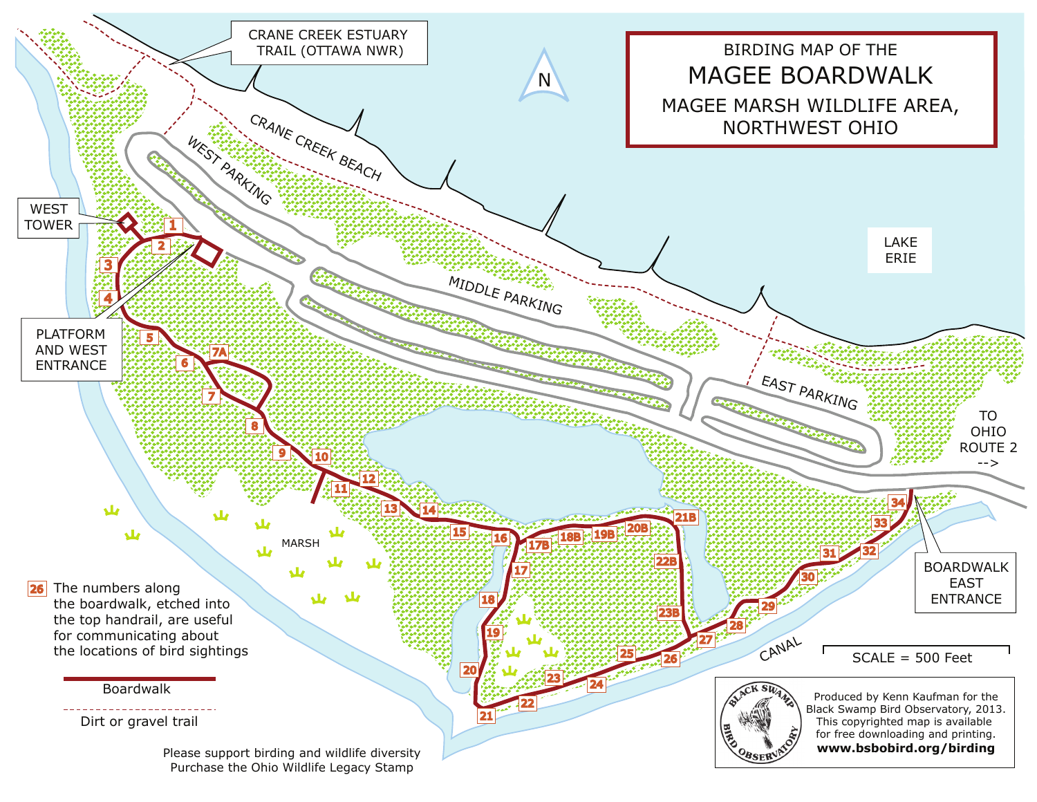# BIRDING MAP OF THE MAGEE BOARDWALK

## MAGEE MARSH WILDLIFE AREA, NORTHWEST OHIO

CRANE CREEK ESTUARY TRAIL (OTTAWA NWR)

CRANE CREEK BEACH

WEST PARKING

MIDDLE PARKING

EAST PARKING

LAKE ERIE

N

WEST TOWER

PLATFORM AND WEST ENTRANCE

TO OHIO ROUTE 2 -->

BOARDWALK EAST ENTRANCE

MARSH

CANAL

1 2 3 4 5 6 7 7A 8 9 10 11 12 13 14 15 16 17 17B 18 18B 19 19B 20 20B 21 21B 22 22B 23 23B 24 25 26 27 28 29 30 31 32 33 34

26 The numbers along the boardwalk, etched into the top handrail, are useful for communicating about the locations of bird sightings

Boardwalk

Dirt or gravel trail

SCALE = 500 Feet

BLACK SWAMP BIRD OBSERVATORY

Produced by Kenn Kaufman for the Black Swamp Bird Observatory, 2013. This copyrighted map is available for free downloading and printing.
**www.bsbobird.org/birding**

Please support birding and wildlife diversity
Purchase the Ohio Wildlife Legacy Stamp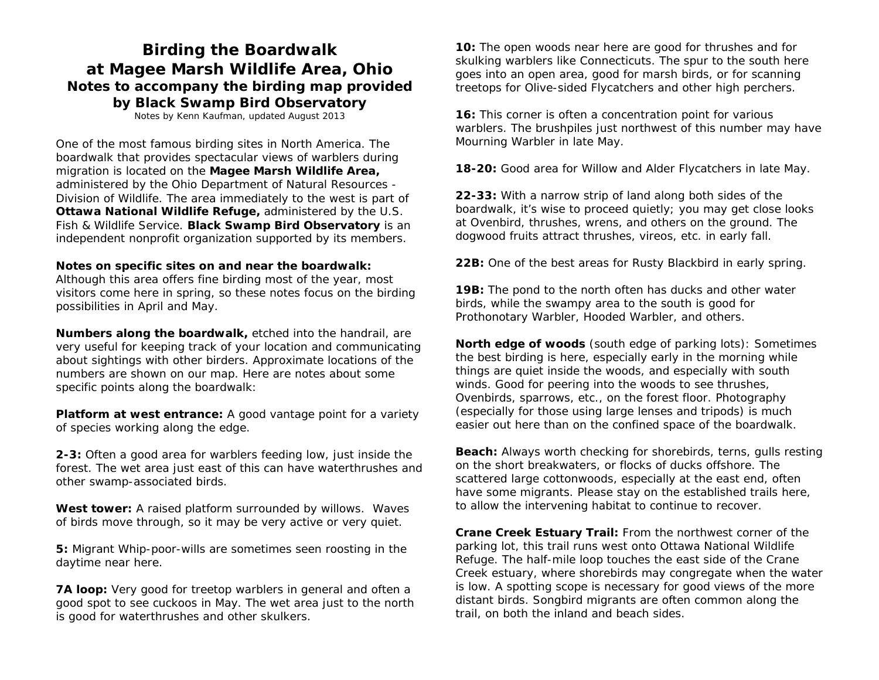# Birding the Boardwalk at Magee Marsh Wildlife Area, Ohio

## Notes to accompany the birding map provided by Black Swamp Bird Observatory

Notes by Kenn Kaufman, updated August 2013

One of the most famous birding sites in North America. The boardwalk that provides spectacular views of warblers during migration is located on the **Magee Marsh Wildlife Area,** administered by the Ohio Department of Natural Resources - Division of Wildlife. The area immediately to the west is part of **Ottawa National Wildlife Refuge,** administered by the U.S. Fish & Wildlife Service. **Black Swamp Bird Observatory** is an independent nonprofit organization supported by its members.

**Notes on specific sites on and near the boardwalk:** Although this area offers fine birding most of the year, most visitors come here in spring, so these notes focus on the birding possibilities in April and May.

**Numbers along the boardwalk,** etched into the handrail, are very useful for keeping track of your location and communicating about sightings with other birders. Approximate locations of the numbers are shown on our map. Here are notes about some specific points along the boardwalk:

**Platform at west entrance:** A good vantage point for a variety of species working along the edge.

**2-3:** Often a good area for warblers feeding low, just inside the forest. The wet area just east of this can have waterthrushes and other swamp-associated birds.

**West tower:** A raised platform surrounded by willows. Waves of birds move through, so it may be very active or very quiet.

**5:** Migrant Whip-poor-wills are sometimes seen roosting in the daytime near here.

**7A loop:** Very good for treetop warblers in general and often a good spot to see cuckoos in May. The wet area just to the north is good for waterthrushes and other skulkers.

**10:** The open woods near here are good for thrushes and for skulking warblers like Connecticuts. The spur to the south here goes into an open area, good for marsh birds, or for scanning treetops for Olive-sided Flycatchers and other high perchers.

**16:** This corner is often a concentration point for various warblers. The brushpiles just northwest of this number may have Mourning Warbler in late May.

**18-20:** Good area for Willow and Alder Flycatchers in late May.

**22-33:** With a narrow strip of land along both sides of the boardwalk, it's wise to proceed quietly; you may get close looks at Ovenbird, thrushes, wrens, and others on the ground. The dogwood fruits attract thrushes, vireos, etc. in early fall.

**22B:** One of the best areas for Rusty Blackbird in early spring.

**19B:** The pond to the north often has ducks and other water birds, while the swampy area to the south is good for Prothonotary Warbler, Hooded Warbler, and others.

**North edge of woods** (south edge of parking lots): Sometimes the best birding is here, especially early in the morning while things are quiet inside the woods, and especially with south winds. Good for peering into the woods to see thrushes, Ovenbirds, sparrows, etc., on the forest floor. Photography (especially for those using large lenses and tripods) is much easier out here than on the confined space of the boardwalk.

**Beach:** Always worth checking for shorebirds, terns, gulls resting on the short breakwaters, or flocks of ducks offshore. The scattered large cottonwoods, especially at the east end, often have some migrants. Please stay on the established trails here, to allow the intervening habitat to continue to recover.

**Crane Creek Estuary Trail:** From the northwest corner of the parking lot, this trail runs west onto Ottawa National Wildlife Refuge. The half-mile loop touches the east side of the Crane Creek estuary, where shorebirds may congregate when the water is low. A spotting scope is necessary for good views of the more distant birds. Songbird migrants are often common along the trail, on both the inland and beach sides.